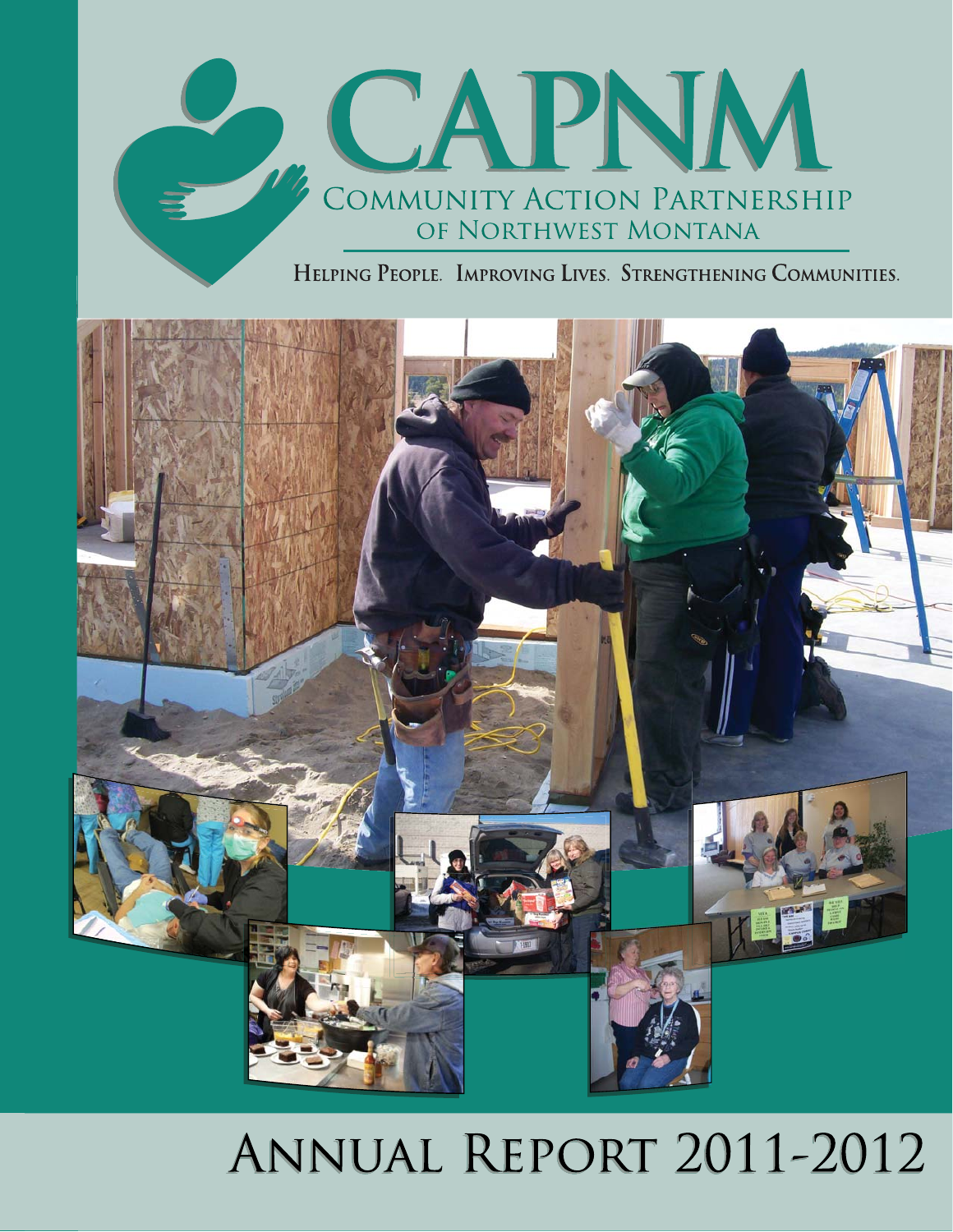# CAPNM

## Community Action Partnership of Northwest Montana

**Helping People. Improving Lives. Strengthening Communities.**

# Annual Report 2011-2012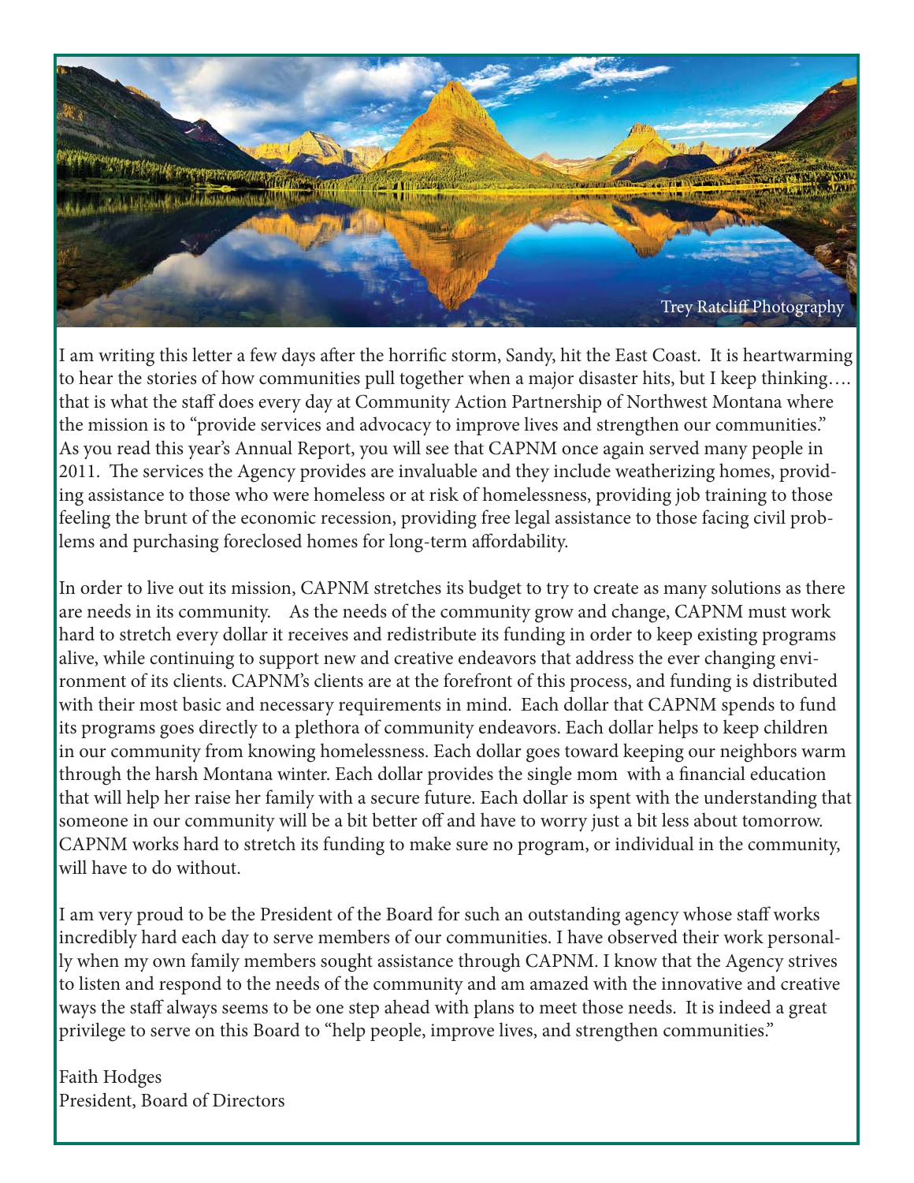Trey Ratcliff Photography

I am writing this letter a few days after the horrific storm, Sandy, hit the East Coast. It is heartwarming to hear the stories of how communities pull together when a major disaster hits, but I keep thinking…. that is what the staff does every day at Community Action Partnership of Northwest Montana where the mission is to "provide services and advocacy to improve lives and strengthen our communities." As you read this year's Annual Report, you will see that CAPNM once again served many people in 2011. The services the Agency provides are invaluable and they include weatherizing homes, providing assistance to those who were homeless or at risk of homelessness, providing job training to those feeling the brunt of the economic recession, providing free legal assistance to those facing civil problems and purchasing foreclosed homes for long-term affordability.

In order to live out its mission, CAPNM stretches its budget to try to create as many solutions as there are needs in its community. As the needs of the community grow and change, CAPNM must work hard to stretch every dollar it receives and redistribute its funding in order to keep existing programs alive, while continuing to support new and creative endeavors that address the ever changing environment of its clients. CAPNM's clients are at the forefront of this process, and funding is distributed with their most basic and necessary requirements in mind. Each dollar that CAPNM spends to fund its programs goes directly to a plethora of community endeavors. Each dollar helps to keep children in our community from knowing homelessness. Each dollar goes toward keeping our neighbors warm through the harsh Montana winter. Each dollar provides the single mom with a financial education that will help her raise her family with a secure future. Each dollar is spent with the understanding that someone in our community will be a bit better off and have to worry just a bit less about tomorrow. CAPNM works hard to stretch its funding to make sure no program, or individual in the community, will have to do without.

I am very proud to be the President of the Board for such an outstanding agency whose staff works incredibly hard each day to serve members of our communities. I have observed their work personally when my own family members sought assistance through CAPNM. I know that the Agency strives to listen and respond to the needs of the community and am amazed with the innovative and creative ways the staff always seems to be one step ahead with plans to meet those needs. It is indeed a great privilege to serve on this Board to "help people, improve lives, and strengthen communities."

Faith Hodges  
President, Board of Directors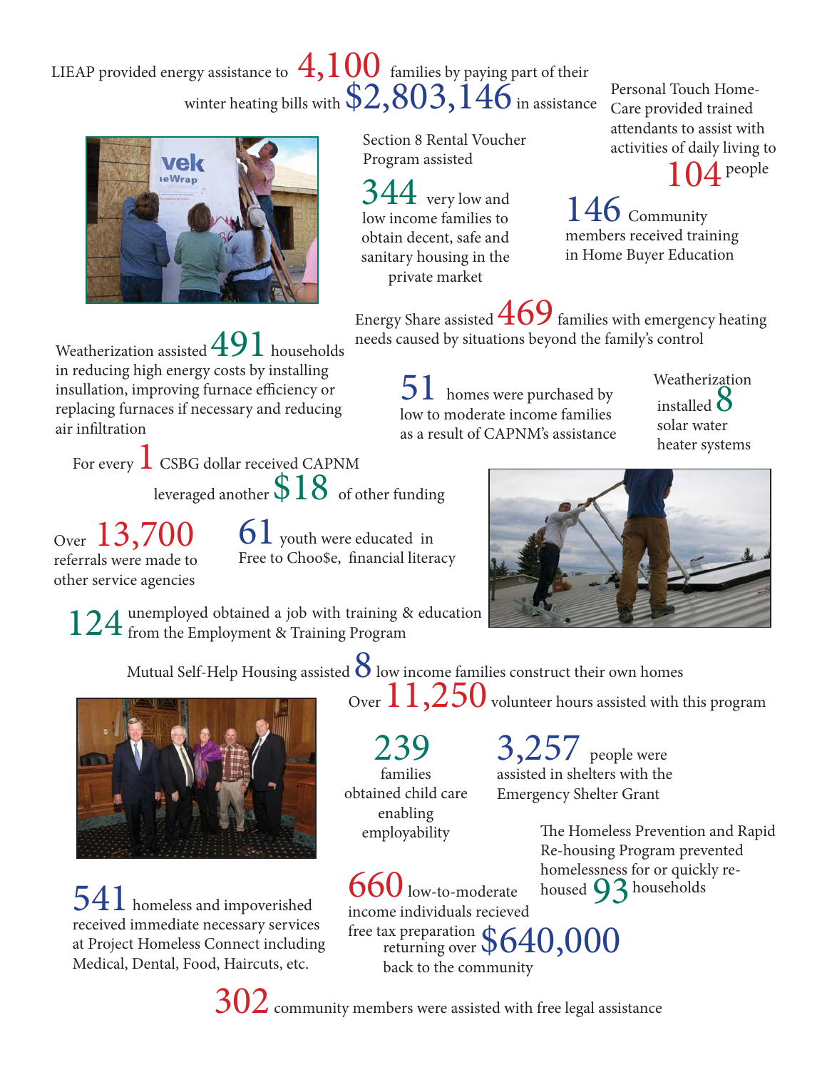LIEAP provided energy assistance to **4,100** families by paying part of their winter heating bills with **$2,803,146** in assistance

Personal Touch Home-Care provided trained attendants to assist with activities of daily living to **104** people

Section 8 Rental Voucher Program assisted **344** very low and low income families to obtain decent, safe and sanitary housing in the private market

**146** Community members received training in Home Buyer Education

Energy Share assisted **469** families with emergency heating needs caused by situations beyond the family's control

Weatherization assisted **491** households in reducing high energy costs by installing insullation, improving furnace efficiency or replacing furnaces if necessary and reducing air infiltration

**51** homes were purchased by low to moderate income families as a result of CAPNM's assistance

Weatherization installed **8** solar water heater systems

For every **1** CSBG dollar received CAPNM leveraged another **$18** of other funding

Over **13,700** referrals were made to other service agencies

**61** youth were educated in Free to Choo$e, financial literacy

**124** unemployed obtained a job with training & education from the Employment & Training Program

Mutual Self-Help Housing assisted **8** low income families construct their own homes

Over **11,250** volunteer hours assisted with this program

**239** families obtained child care enabling employability

**3,257** people were assisted in shelters with the Emergency Shelter Grant

The Homeless Prevention and Rapid Re-housing Program prevented homelessness for or quickly re-housed **93** households

**541** homeless and impoverished received immediate necessary services at Project Homeless Connect including Medical, Dental, Food, Haircuts, etc.

**660** low-to-moderate income individuals recieved free tax preparation returning over **$640,000** back to the community

**302** community members were assisted with free legal assistance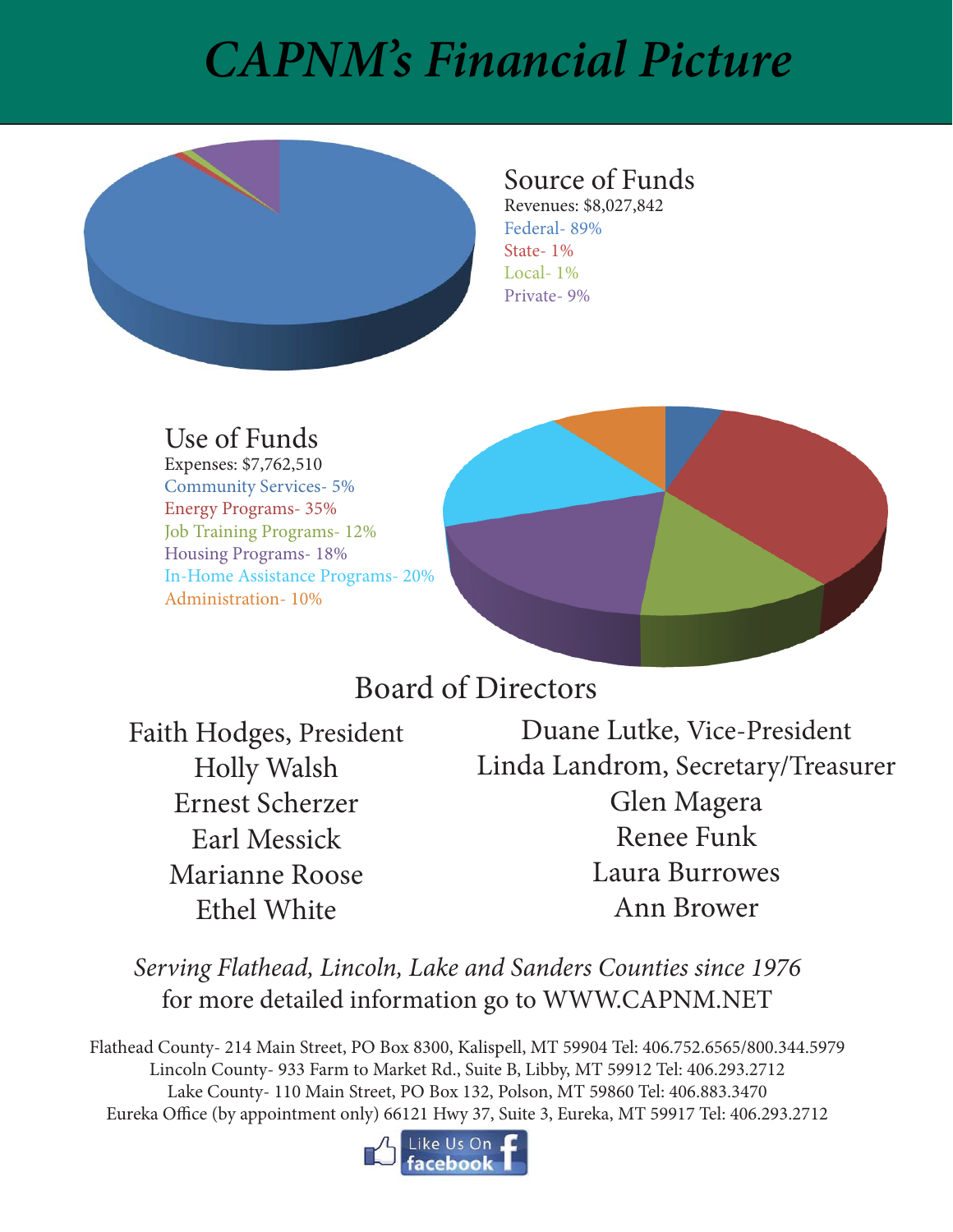# CAPNM's Financial Picture

## Source of Funds

Revenues: $8,027,842

Federal- 89%

State- 1%

Local- 1%

Private- 9%

## Use of Funds

Expenses: $7,762,510

Community Services- 5%

Energy Programs- 35%

Job Training Programs- 12%

Housing Programs- 18%

In-Home Assistance Programs- 20%

Administration- 10%

## Board of Directors

Faith Hodges, President

Duane Lutke, Vice-President

Holly Walsh

Linda Landrom, Secretary/Treasurer

Ernest Scherzer

Glen Magera

Earl Messick

Renee Funk

Marianne Roose

Laura Burrowes

Ethel White

Ann Brower

*Serving Flathead, Lincoln, Lake and Sanders Counties since 1976*

for more detailed information go to WWW.CAPNM.NET

Flathead County- 214 Main Street, PO Box 8300, Kalispell, MT 59904 Tel: 406.752.6565/800.344.5979

Lincoln County- 933 Farm to Market Rd., Suite B, Libby, MT 59912 Tel: 406.293.2712

Lake County- 110 Main Street, PO Box 132, Polson, MT 59860 Tel: 406.883.3470

Eureka Office (by appointment only) 66121 Hwy 37, Suite 3, Eureka, MT 59917 Tel: 406.293.2712

Like Us On facebook